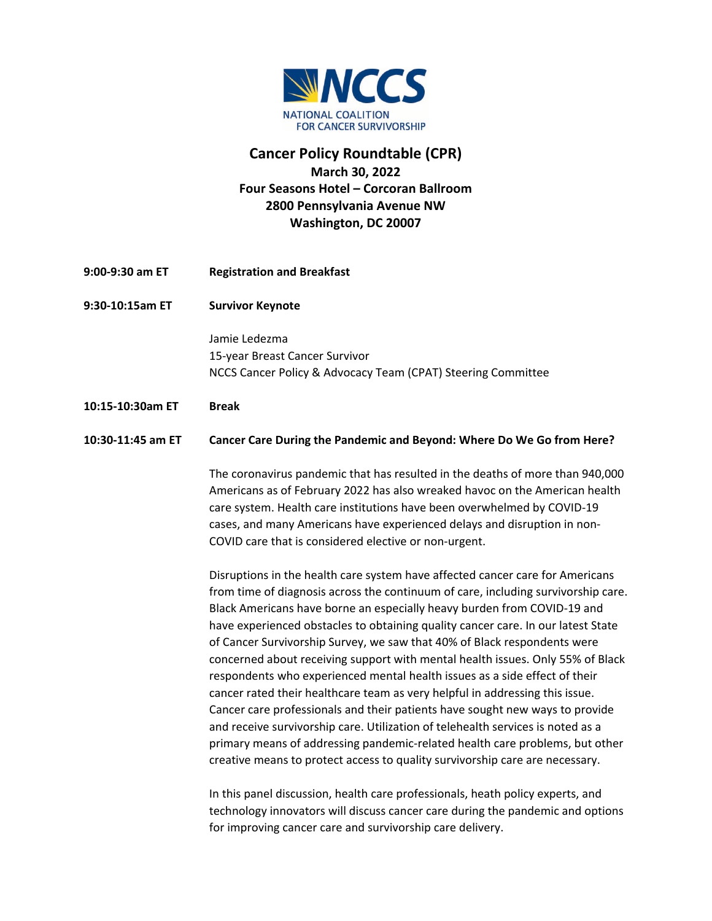NATIONAL COALITION FOR CANCER SURVIVORSHIP

# Cancer Policy Roundtable (CPR)

**March 30, 2022**
**Four Seasons Hotel – Corcoran Ballroom**
**2800 Pennsylvania Avenue NW**
**Washington, DC 20007**

**9:00-9:30 am ET** **Registration and Breakfast**

**9:30-10:15am ET** **Survivor Keynote**

Jamie Ledezma
15-year Breast Cancer Survivor
NCCS Cancer Policy & Advocacy Team (CPAT) Steering Committee

**10:15-10:30am ET** **Break**

**10:30-11:45 am ET** **Cancer Care During the Pandemic and Beyond: Where Do We Go from Here?**

The coronavirus pandemic that has resulted in the deaths of more than 940,000 Americans as of February 2022 has also wreaked havoc on the American health care system. Health care institutions have been overwhelmed by COVID-19 cases, and many Americans have experienced delays and disruption in non-COVID care that is considered elective or non-urgent.

Disruptions in the health care system have affected cancer care for Americans from time of diagnosis across the continuum of care, including survivorship care. Black Americans have borne an especially heavy burden from COVID-19 and have experienced obstacles to obtaining quality cancer care. In our latest State of Cancer Survivorship Survey, we saw that 40% of Black respondents were concerned about receiving support with mental health issues. Only 55% of Black respondents who experienced mental health issues as a side effect of their cancer rated their healthcare team as very helpful in addressing this issue. Cancer care professionals and their patients have sought new ways to provide and receive survivorship care. Utilization of telehealth services is noted as a primary means of addressing pandemic-related health care problems, but other creative means to protect access to quality survivorship care are necessary.

In this panel discussion, health care professionals, heath policy experts, and technology innovators will discuss cancer care during the pandemic and options for improving cancer care and survivorship care delivery.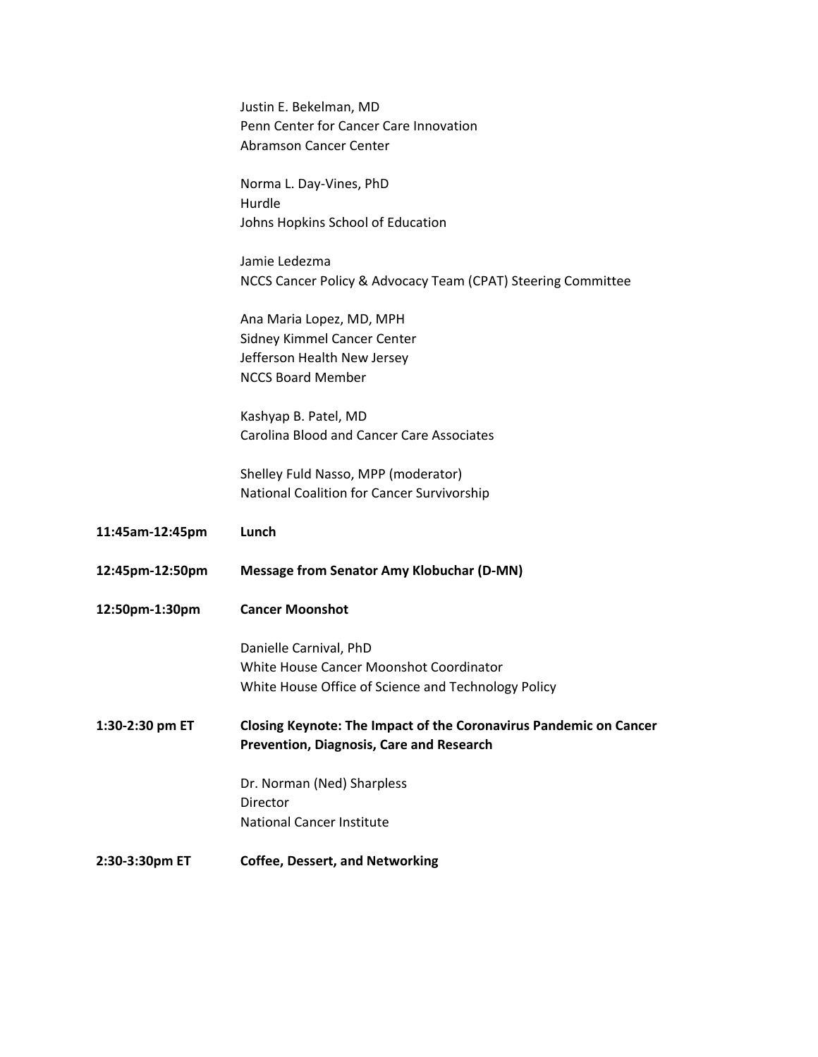Justin E. Bekelman, MD
Penn Center for Cancer Care Innovation
Abramson Cancer Center

Norma L. Day-Vines, PhD
Hurdle
Johns Hopkins School of Education

Jamie Ledezma
NCCS Cancer Policy & Advocacy Team (CPAT) Steering Committee

Ana Maria Lopez, MD, MPH
Sidney Kimmel Cancer Center
Jefferson Health New Jersey
NCCS Board Member

Kashyap B. Patel, MD
Carolina Blood and Cancer Care Associates

Shelley Fuld Nasso, MPP (moderator)
National Coalition for Cancer Survivorship

**11:45am-12:45pm** **Lunch**

**12:45pm-12:50pm** **Message from Senator Amy Klobuchar (D-MN)**

**12:50pm-1:30pm** **Cancer Moonshot**

Danielle Carnival, PhD
White House Cancer Moonshot Coordinator
White House Office of Science and Technology Policy

**1:30-2:30 pm ET** **Closing Keynote: The Impact of the Coronavirus Pandemic on Cancer Prevention, Diagnosis, Care and Research**

Dr. Norman (Ned) Sharpless
Director
National Cancer Institute

**2:30-3:30pm ET** **Coffee, Dessert, and Networking**